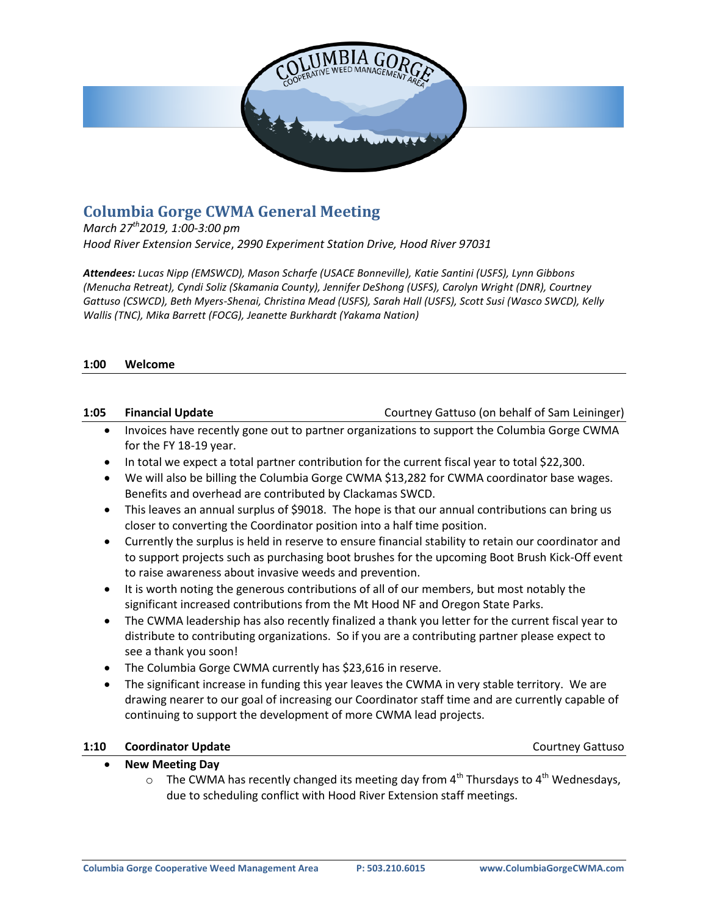# Columbia Gorge CWMA General Meeting

*March 27th 2019, 1:00-3:00 pm*
*Hood River Extension Service, 2990 Experiment Station Drive, Hood River 97031*

***Attendees:*** *Lucas Nipp (EMSWCD), Mason Scharfe (USACE Bonneville), Katie Santini (USFS), Lynn Gibbons (Menucha Retreat), Cyndi Soliz (Skamania County), Jennifer DeShong (USFS), Carolyn Wright (DNR), Courtney Gattuso (CSWCD), Beth Myers-Shenai, Christina Mead (USFS), Sarah Hall (USFS), Scott Susi (Wasco SWCD), Kelly Wallis (TNC), Mika Barrett (FOCG), Jeanette Burkhardt (Yakama Nation)*

## 1:00 Welcome

## 1:05 Financial Update — Courtney Gattuso (on behalf of Sam Leininger)

- Invoices have recently gone out to partner organizations to support the Columbia Gorge CWMA for the FY 18-19 year.
- In total we expect a total partner contribution for the current fiscal year to total $22,300.
- We will also be billing the Columbia Gorge CWMA $13,282 for CWMA coordinator base wages. Benefits and overhead are contributed by Clackamas SWCD.
- This leaves an annual surplus of $9018. The hope is that our annual contributions can bring us closer to converting the Coordinator position into a half time position.
- Currently the surplus is held in reserve to ensure financial stability to retain our coordinator and to support projects such as purchasing boot brushes for the upcoming Boot Brush Kick-Off event to raise awareness about invasive weeds and prevention.
- It is worth noting the generous contributions of all of our members, but most notably the significant increased contributions from the Mt Hood NF and Oregon State Parks.
- The CWMA leadership has also recently finalized a thank you letter for the current fiscal year to distribute to contributing organizations. So if you are a contributing partner please expect to see a thank you soon!
- The Columbia Gorge CWMA currently has $23,616 in reserve.
- The significant increase in funding this year leaves the CWMA in very stable territory. We are drawing nearer to our goal of increasing our Coordinator staff time and are currently capable of continuing to support the development of more CWMA lead projects.

## 1:10 Coordinator Update — Courtney Gattuso

- **New Meeting Day**
  - The CWMA has recently changed its meeting day from 4th Thursdays to 4th Wednesdays, due to scheduling conflict with Hood River Extension staff meetings.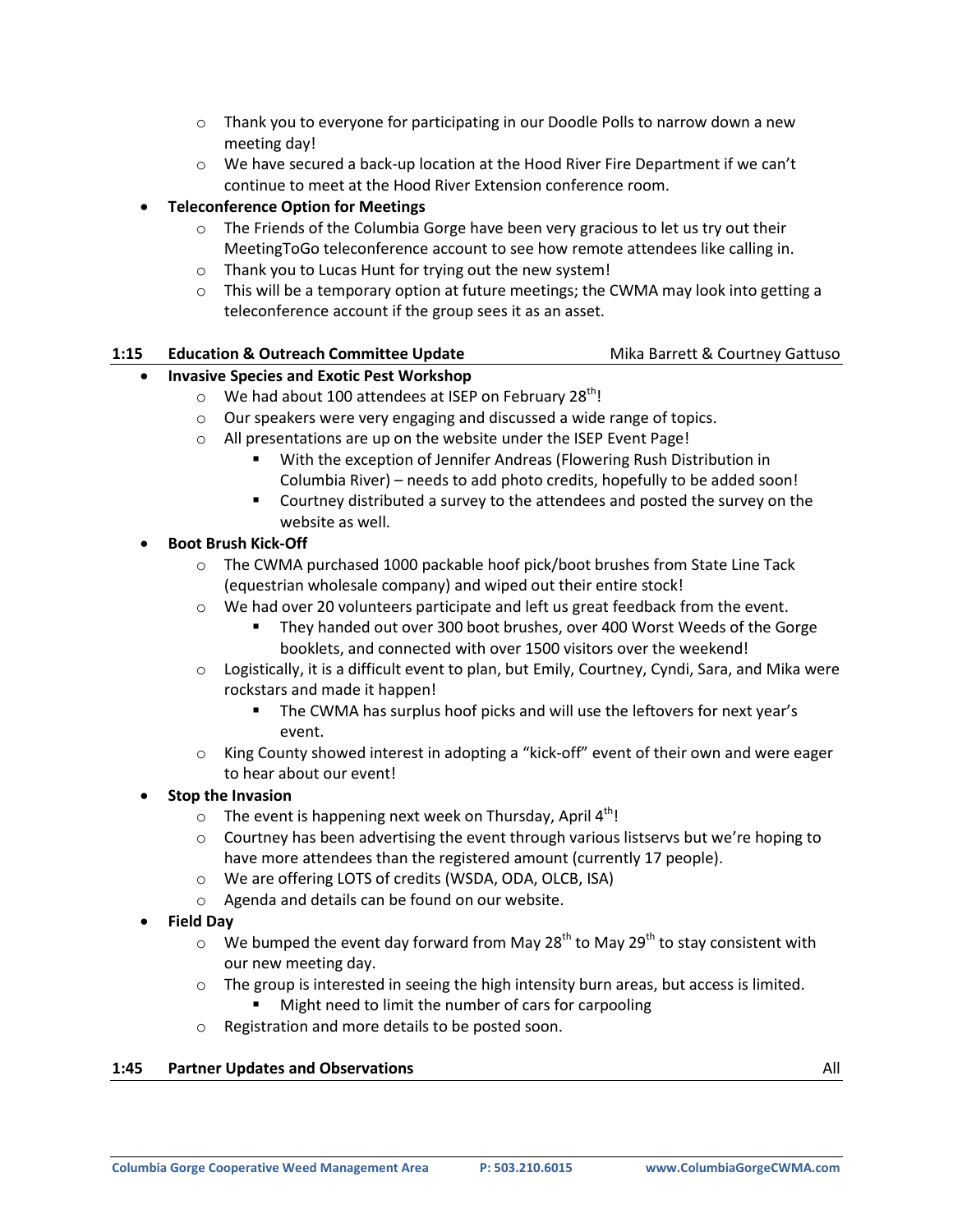- Thank you to everyone for participating in our Doodle Polls to narrow down a new meeting day!
- We have secured a back-up location at the Hood River Fire Department if we can't continue to meet at the Hood River Extension conference room.

- **Teleconference Option for Meetings**
  - The Friends of the Columbia Gorge have been very gracious to let us try out their MeetingToGo teleconference account to see how remote attendees like calling in.
  - Thank you to Lucas Hunt for trying out the new system!
  - This will be a temporary option at future meetings; the CWMA may look into getting a teleconference account if the group sees it as an asset.

**1:15 Education & Outreach Committee Update** — Mika Barrett & Courtney Gattuso

- **Invasive Species and Exotic Pest Workshop**
  - We had about 100 attendees at ISEP on February 28th!
  - Our speakers were very engaging and discussed a wide range of topics.
  - All presentations are up on the website under the ISEP Event Page!
    - With the exception of Jennifer Andreas (Flowering Rush Distribution in Columbia River) – needs to add photo credits, hopefully to be added soon!
    - Courtney distributed a survey to the attendees and posted the survey on the website as well.
- **Boot Brush Kick-Off**
  - The CWMA purchased 1000 packable hoof pick/boot brushes from State Line Tack (equestrian wholesale company) and wiped out their entire stock!
  - We had over 20 volunteers participate and left us great feedback from the event.
    - They handed out over 300 boot brushes, over 400 Worst Weeds of the Gorge booklets, and connected with over 1500 visitors over the weekend!
  - Logistically, it is a difficult event to plan, but Emily, Courtney, Cyndi, Sara, and Mika were rockstars and made it happen!
    - The CWMA has surplus hoof picks and will use the leftovers for next year's event.
  - King County showed interest in adopting a "kick-off" event of their own and were eager to hear about our event!
- **Stop the Invasion**
  - The event is happening next week on Thursday, April 4th!
  - Courtney has been advertising the event through various listservs but we're hoping to have more attendees than the registered amount (currently 17 people).
  - We are offering LOTS of credits (WSDA, ODA, OLCB, ISA)
  - Agenda and details can be found on our website.
- **Field Day**
  - We bumped the event day forward from May 28th to May 29th to stay consistent with our new meeting day.
  - The group is interested in seeing the high intensity burn areas, but access is limited.
    - Might need to limit the number of cars for carpooling
  - Registration and more details to be posted soon.

**1:45 Partner Updates and Observations** — All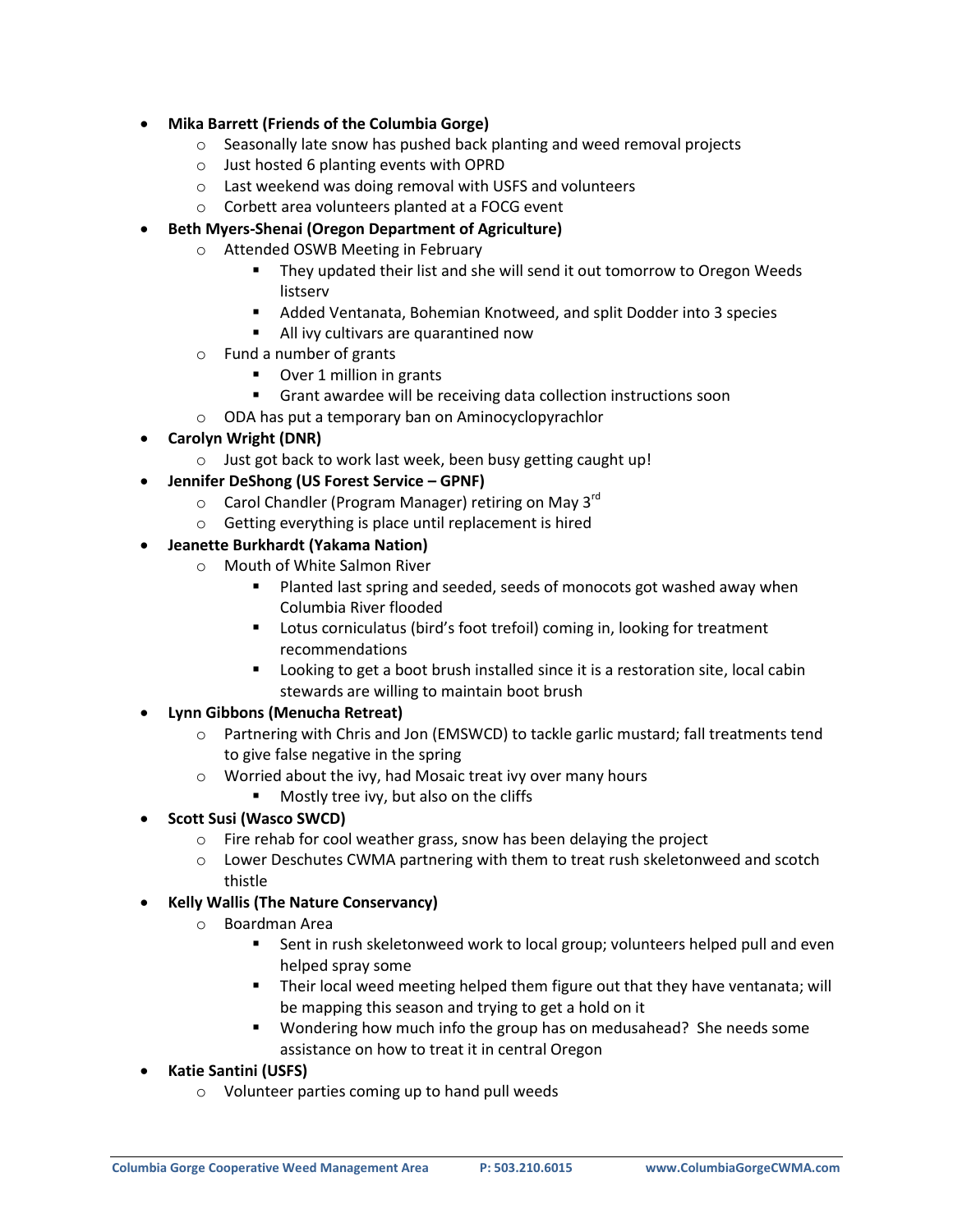- **Mika Barrett (Friends of the Columbia Gorge)**
  - Seasonally late snow has pushed back planting and weed removal projects
  - Just hosted 6 planting events with OPRD
  - Last weekend was doing removal with USFS and volunteers
  - Corbett area volunteers planted at a FOCG event
- **Beth Myers-Shenai (Oregon Department of Agriculture)**
  - Attended OSWB Meeting in February
    - They updated their list and she will send it out tomorrow to Oregon Weeds listserv
    - Added Ventanata, Bohemian Knotweed, and split Dodder into 3 species
    - All ivy cultivars are quarantined now
  - Fund a number of grants
    - Over 1 million in grants
    - Grant awardee will be receiving data collection instructions soon
  - ODA has put a temporary ban on Aminocyclopyrachlor
- **Carolyn Wright (DNR)**
  - Just got back to work last week, been busy getting caught up!
- **Jennifer DeShong (US Forest Service – GPNF)**
  - Carol Chandler (Program Manager) retiring on May 3rd
  - Getting everything is place until replacement is hired
- **Jeanette Burkhardt (Yakama Nation)**
  - Mouth of White Salmon River
    - Planted last spring and seeded, seeds of monocots got washed away when Columbia River flooded
    - Lotus corniculatus (bird's foot trefoil) coming in, looking for treatment recommendations
    - Looking to get a boot brush installed since it is a restoration site, local cabin stewards are willing to maintain boot brush
- **Lynn Gibbons (Menucha Retreat)**
  - Partnering with Chris and Jon (EMSWCD) to tackle garlic mustard; fall treatments tend to give false negative in the spring
  - Worried about the ivy, had Mosaic treat ivy over many hours
    - Mostly tree ivy, but also on the cliffs
- **Scott Susi (Wasco SWCD)**
  - Fire rehab for cool weather grass, snow has been delaying the project
  - Lower Deschutes CWMA partnering with them to treat rush skeletonweed and scotch thistle
- **Kelly Wallis (The Nature Conservancy)**
  - Boardman Area
    - Sent in rush skeletonweed work to local group; volunteers helped pull and even helped spray some
    - Their local weed meeting helped them figure out that they have ventanata; will be mapping this season and trying to get a hold on it
    - Wondering how much info the group has on medusahead? She needs some assistance on how to treat it in central Oregon
- **Katie Santini (USFS)**
  - Volunteer parties coming up to hand pull weeds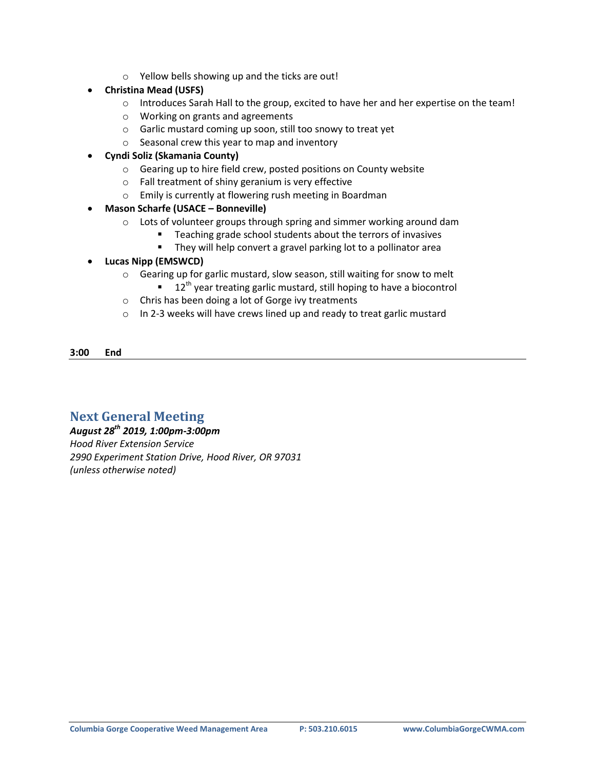- Yellow bells showing up and the ticks are out!
- **Christina Mead (USFS)**
    - Introduces Sarah Hall to the group, excited to have her and her expertise on the team!
    - Working on grants and agreements
    - Garlic mustard coming up soon, still too snowy to treat yet
    - Seasonal crew this year to map and inventory
- **Cyndi Soliz (Skamania County)**
    - Gearing up to hire field crew, posted positions on County website
    - Fall treatment of shiny geranium is very effective
    - Emily is currently at flowering rush meeting in Boardman
- **Mason Scharfe (USACE – Bonneville)**
    - Lots of volunteer groups through spring and simmer working around dam
        - Teaching grade school students about the terrors of invasives
        - They will help convert a gravel parking lot to a pollinator area
- **Lucas Nipp (EMSWCD)**
    - Gearing up for garlic mustard, slow season, still waiting for snow to melt
        - 12th year treating garlic mustard, still hoping to have a biocontrol
    - Chris has been doing a lot of Gorge ivy treatments
    - In 2-3 weeks will have crews lined up and ready to treat garlic mustard

**3:00 End**

---

## Next General Meeting

***August 28th 2019, 1:00pm-3:00pm***
*Hood River Extension Service*
*2990 Experiment Station Drive, Hood River, OR 97031*
*(unless otherwise noted)*